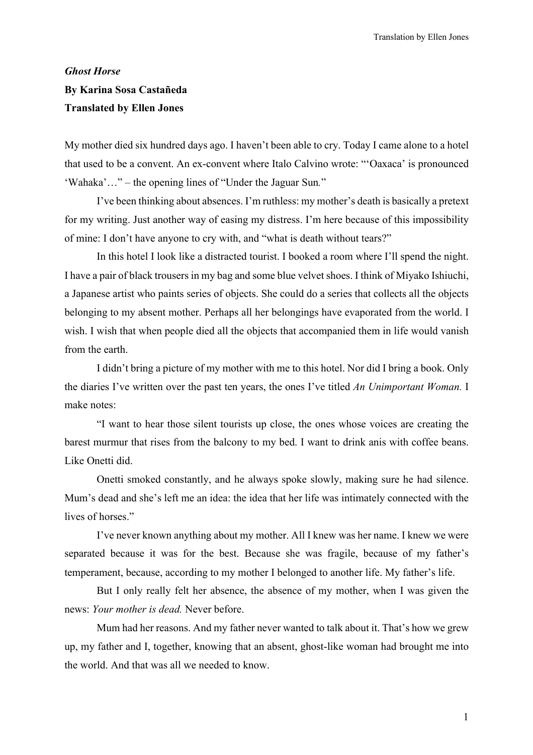*Ghost Horse*

**By Karina Sosa Castañeda**

**Translated by Ellen Jones**

My mother died six hundred days ago. I haven't been able to cry. Today I came alone to a hotel that used to be a convent. An ex-convent where Italo Calvino wrote: "'Oaxaca' is pronounced 'Wahaka'…" – the opening lines of "Under the Jaguar Sun."

I've been thinking about absences. I'm ruthless: my mother's death is basically a pretext for my writing. Just another way of easing my distress. I'm here because of this impossibility of mine: I don't have anyone to cry with, and "what is death without tears?"

In this hotel I look like a distracted tourist. I booked a room where I'll spend the night. I have a pair of black trousers in my bag and some blue velvet shoes. I think of Miyako Ishiuchi, a Japanese artist who paints series of objects. She could do a series that collects all the objects belonging to my absent mother. Perhaps all her belongings have evaporated from the world. I wish. I wish that when people died all the objects that accompanied them in life would vanish from the earth.

I didn't bring a picture of my mother with me to this hotel. Nor did I bring a book. Only the diaries I've written over the past ten years, the ones I've titled *An Unimportant Woman.* I make notes:

"I want to hear those silent tourists up close, the ones whose voices are creating the barest murmur that rises from the balcony to my bed. I want to drink anis with coffee beans. Like Onetti did.

Onetti smoked constantly, and he always spoke slowly, making sure he had silence. Mum's dead and she's left me an idea: the idea that her life was intimately connected with the lives of horses."

I've never known anything about my mother. All I knew was her name. I knew we were separated because it was for the best. Because she was fragile, because of my father's temperament, because, according to my mother I belonged to another life. My father's life.

But I only really felt her absence, the absence of my mother, when I was given the news: *Your mother is dead.* Never before.

Mum had her reasons. And my father never wanted to talk about it. That's how we grew up, my father and I, together, knowing that an absent, ghost-like woman had brought me into the world. And that was all we needed to know.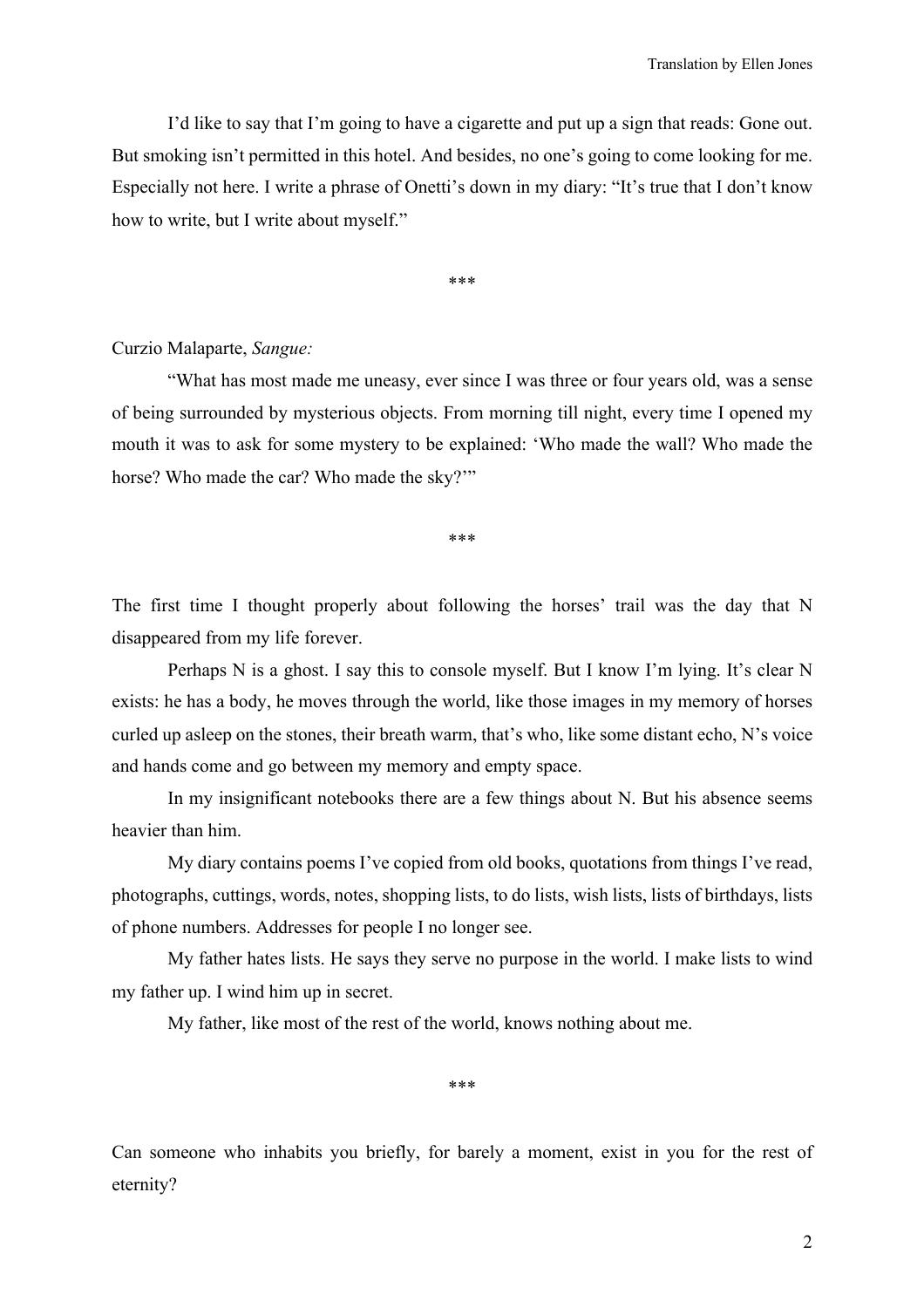I'd like to say that I'm going to have a cigarette and put up a sign that reads: Gone out. But smoking isn't permitted in this hotel. And besides, no one's going to come looking for me. Especially not here. I write a phrase of Onetti's down in my diary: "It's true that I don't know how to write, but I write about myself."

***

Curzio Malaparte, *Sangue:*

"What has most made me uneasy, ever since I was three or four years old, was a sense of being surrounded by mysterious objects. From morning till night, every time I opened my mouth it was to ask for some mystery to be explained: 'Who made the wall? Who made the horse? Who made the car? Who made the sky?'"

***

The first time I thought properly about following the horses' trail was the day that N disappeared from my life forever.

Perhaps N is a ghost. I say this to console myself. But I know I'm lying. It's clear N exists: he has a body, he moves through the world, like those images in my memory of horses curled up asleep on the stones, their breath warm, that's who, like some distant echo, N's voice and hands come and go between my memory and empty space.

In my insignificant notebooks there are a few things about N. But his absence seems heavier than him.

My diary contains poems I've copied from old books, quotations from things I've read, photographs, cuttings, words, notes, shopping lists, to do lists, wish lists, lists of birthdays, lists of phone numbers. Addresses for people I no longer see.

My father hates lists. He says they serve no purpose in the world. I make lists to wind my father up. I wind him up in secret.

My father, like most of the rest of the world, knows nothing about me.

***

Can someone who inhabits you briefly, for barely a moment, exist in you for the rest of eternity?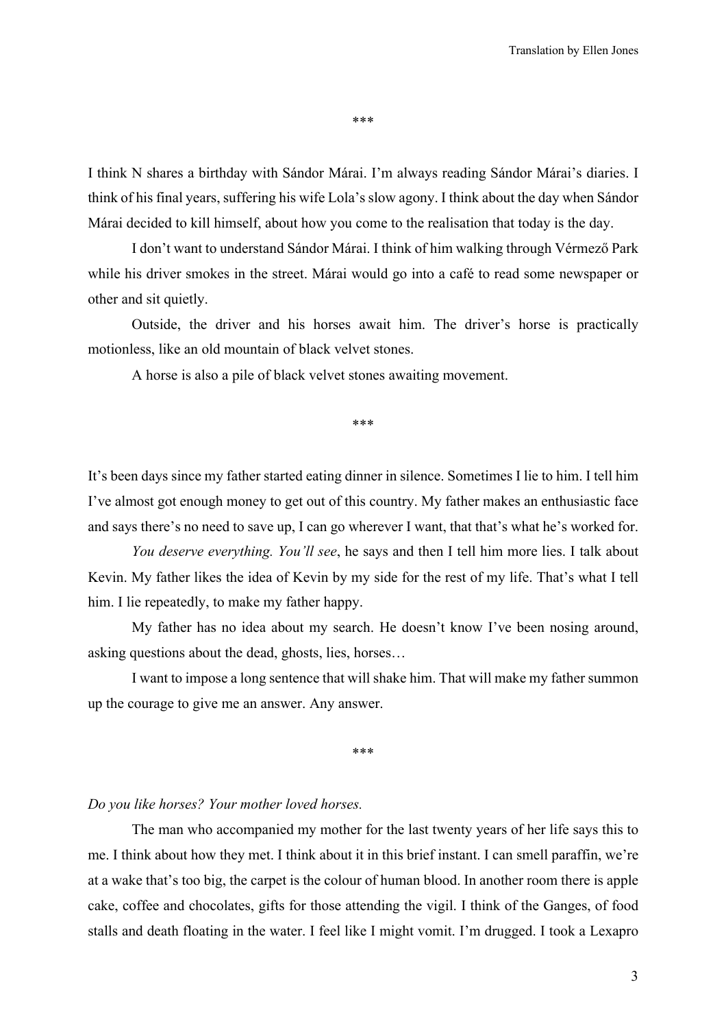\*\*\*

I think N shares a birthday with Sándor Márai. I'm always reading Sándor Márai's diaries. I think of his final years, suffering his wife Lola's slow agony. I think about the day when Sándor Márai decided to kill himself, about how you come to the realisation that today is the day.

I don't want to understand Sándor Márai. I think of him walking through Vérmező Park while his driver smokes in the street. Márai would go into a café to read some newspaper or other and sit quietly.

Outside, the driver and his horses await him. The driver's horse is practically motionless, like an old mountain of black velvet stones.

A horse is also a pile of black velvet stones awaiting movement.

\*\*\*

It's been days since my father started eating dinner in silence. Sometimes I lie to him. I tell him I've almost got enough money to get out of this country. My father makes an enthusiastic face and says there's no need to save up, I can go wherever I want, that that's what he's worked for.

*You deserve everything. You'll see*, he says and then I tell him more lies. I talk about Kevin. My father likes the idea of Kevin by my side for the rest of my life. That's what I tell him. I lie repeatedly, to make my father happy.

My father has no idea about my search. He doesn't know I've been nosing around, asking questions about the dead, ghosts, lies, horses…

I want to impose a long sentence that will shake him. That will make my father summon up the courage to give me an answer. Any answer.

\*\*\*

*Do you like horses? Your mother loved horses.*

The man who accompanied my mother for the last twenty years of her life says this to me. I think about how they met. I think about it in this brief instant. I can smell paraffin, we're at a wake that's too big, the carpet is the colour of human blood. In another room there is apple cake, coffee and chocolates, gifts for those attending the vigil. I think of the Ganges, of food stalls and death floating in the water. I feel like I might vomit. I'm drugged. I took a Lexapro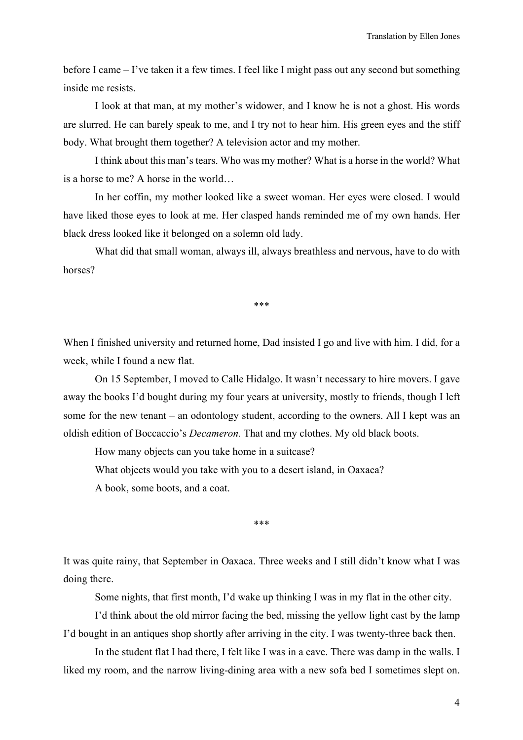before I came – I've taken it a few times. I feel like I might pass out any second but something inside me resists.

I look at that man, at my mother's widower, and I know he is not a ghost. His words are slurred. He can barely speak to me, and I try not to hear him. His green eyes and the stiff body. What brought them together? A television actor and my mother.

I think about this man's tears. Who was my mother? What is a horse in the world? What is a horse to me? A horse in the world…

In her coffin, my mother looked like a sweet woman. Her eyes were closed. I would have liked those eyes to look at me. Her clasped hands reminded me of my own hands. Her black dress looked like it belonged on a solemn old lady.

What did that small woman, always ill, always breathless and nervous, have to do with horses?

\*\*\*

When I finished university and returned home, Dad insisted I go and live with him. I did, for a week, while I found a new flat.

On 15 September, I moved to Calle Hidalgo. It wasn't necessary to hire movers. I gave away the books I'd bought during my four years at university, mostly to friends, though I left some for the new tenant – an odontology student, according to the owners. All I kept was an oldish edition of Boccaccio's *Decameron.* That and my clothes. My old black boots.

How many objects can you take home in a suitcase?

What objects would you take with you to a desert island, in Oaxaca?

A book, some boots, and a coat.

\*\*\*

It was quite rainy, that September in Oaxaca. Three weeks and I still didn't know what I was doing there.

Some nights, that first month, I'd wake up thinking I was in my flat in the other city.

I'd think about the old mirror facing the bed, missing the yellow light cast by the lamp I'd bought in an antiques shop shortly after arriving in the city. I was twenty-three back then.

In the student flat I had there, I felt like I was in a cave. There was damp in the walls. I liked my room, and the narrow living-dining area with a new sofa bed I sometimes slept on.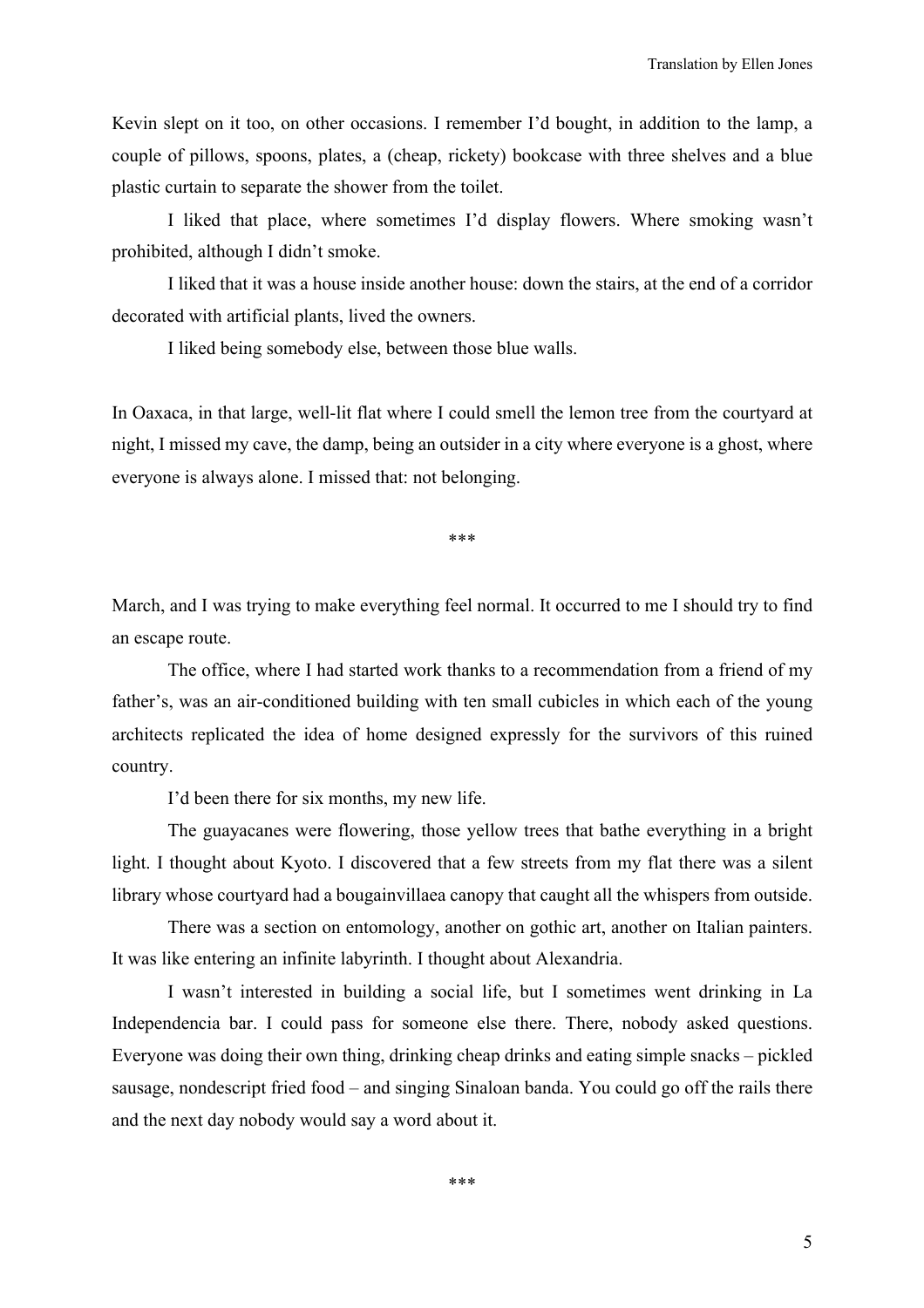Kevin slept on it too, on other occasions. I remember I'd bought, in addition to the lamp, a couple of pillows, spoons, plates, a (cheap, rickety) bookcase with three shelves and a blue plastic curtain to separate the shower from the toilet.

I liked that place, where sometimes I'd display flowers. Where smoking wasn't prohibited, although I didn't smoke.

I liked that it was a house inside another house: down the stairs, at the end of a corridor decorated with artificial plants, lived the owners.

I liked being somebody else, between those blue walls.

In Oaxaca, in that large, well-lit flat where I could smell the lemon tree from the courtyard at night, I missed my cave, the damp, being an outsider in a city where everyone is a ghost, where everyone is always alone. I missed that: not belonging.

***

March, and I was trying to make everything feel normal. It occurred to me I should try to find an escape route.

The office, where I had started work thanks to a recommendation from a friend of my father's, was an air-conditioned building with ten small cubicles in which each of the young architects replicated the idea of home designed expressly for the survivors of this ruined country.

I'd been there for six months, my new life.

The guayacanes were flowering, those yellow trees that bathe everything in a bright light. I thought about Kyoto. I discovered that a few streets from my flat there was a silent library whose courtyard had a bougainvillaea canopy that caught all the whispers from outside.

There was a section on entomology, another on gothic art, another on Italian painters. It was like entering an infinite labyrinth. I thought about Alexandria.

I wasn't interested in building a social life, but I sometimes went drinking in La Independencia bar. I could pass for someone else there. There, nobody asked questions. Everyone was doing their own thing, drinking cheap drinks and eating simple snacks – pickled sausage, nondescript fried food – and singing Sinaloan banda. You could go off the rails there and the next day nobody would say a word about it.

***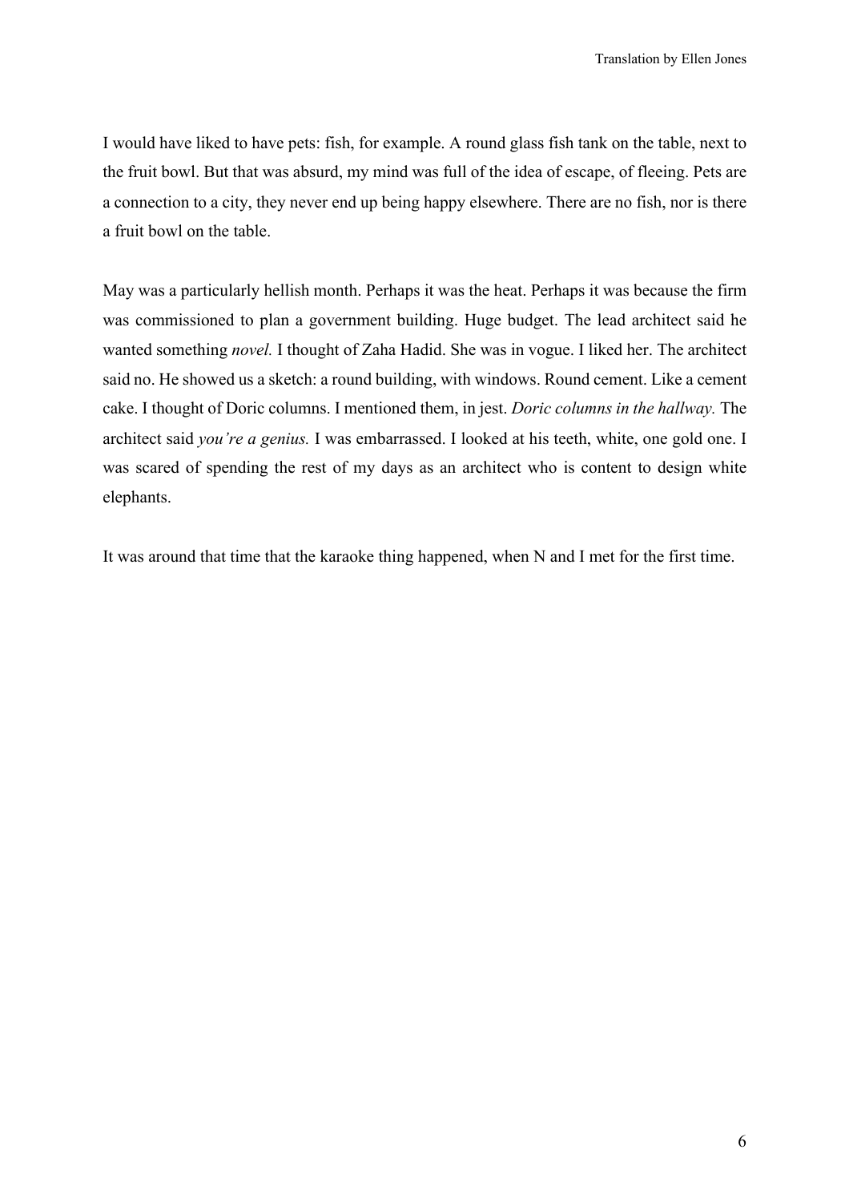I would have liked to have pets: fish, for example. A round glass fish tank on the table, next to the fruit bowl. But that was absurd, my mind was full of the idea of escape, of fleeing. Pets are a connection to a city, they never end up being happy elsewhere. There are no fish, nor is there a fruit bowl on the table.

May was a particularly hellish month. Perhaps it was the heat. Perhaps it was because the firm was commissioned to plan a government building. Huge budget. The lead architect said he wanted something *novel.* I thought of Zaha Hadid. She was in vogue. I liked her. The architect said no. He showed us a sketch: a round building, with windows. Round cement. Like a cement cake. I thought of Doric columns. I mentioned them, in jest. *Doric columns in the hallway.* The architect said *you're a genius.* I was embarrassed. I looked at his teeth, white, one gold one. I was scared of spending the rest of my days as an architect who is content to design white elephants.

It was around that time that the karaoke thing happened, when N and I met for the first time.